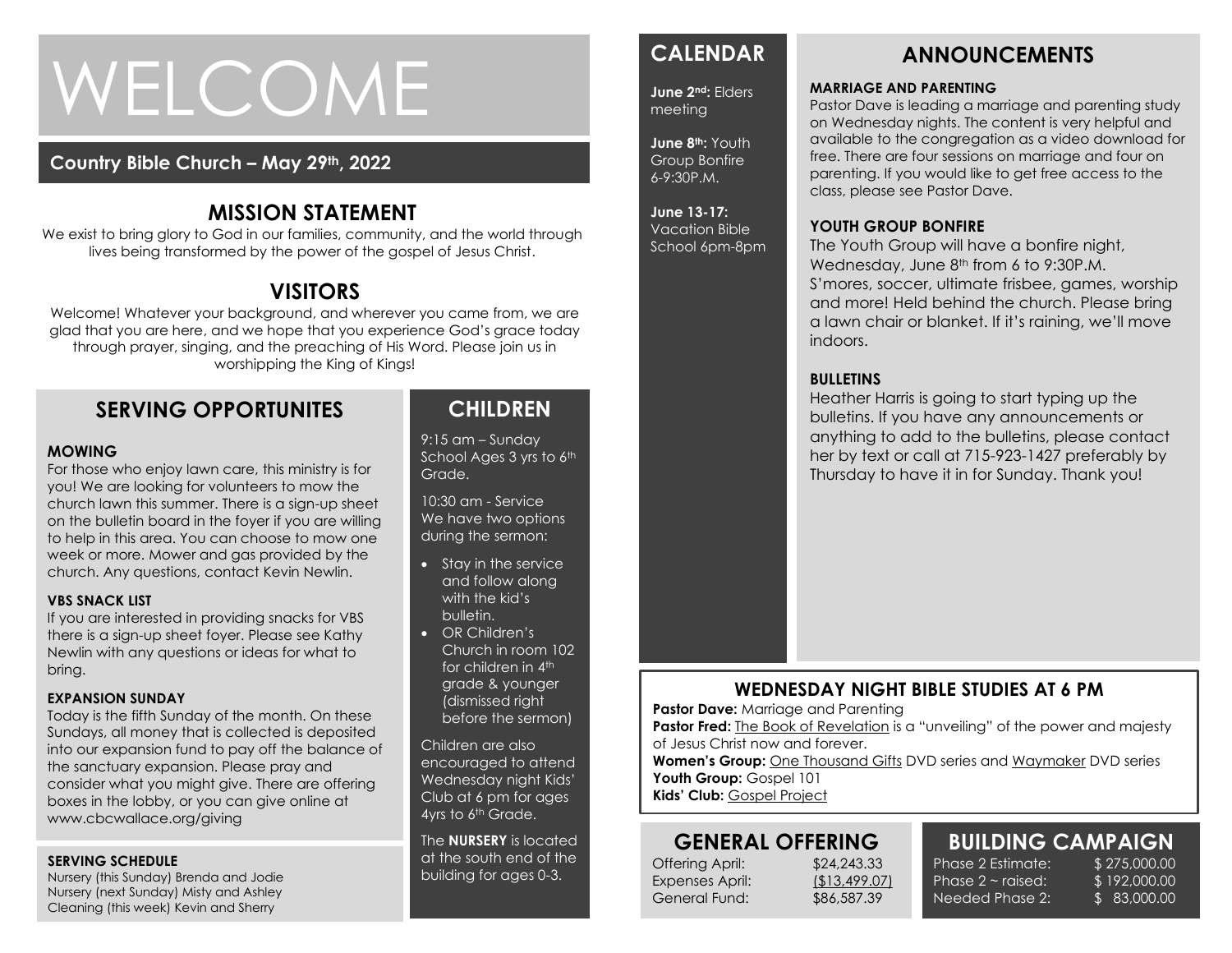# WELCOME

**Country Bible Church – May 29th, 2022**

## MISSION STATEMENT

We exist to bring glory to God in our families, community, and the world through lives being transformed by the power of the gospel of Jesus Christ.

## VISITORS

Welcome! Whatever your background, and wherever you came from, we are glad that you are here, and we hope that you experience God's grace today through prayer, singing, and the preaching of His Word. Please join us in worshipping the King of Kings!

## SERVING OPPORTUNITES

**MOWING**

For those who enjoy lawn care, this ministry is for you! We are looking for volunteers to mow the church lawn this summer. There is a sign-up sheet on the bulletin board in the foyer if you are willing to help in this area. You can choose to mow one week or more. Mower and gas provided by the church. Any questions, contact Kevin Newlin.

**VBS SNACK LIST**

If you are interested in providing snacks for VBS there is a sign-up sheet foyer. Please see Kathy Newlin with any questions or ideas for what to bring.

**EXPANSION SUNDAY**

Today is the fifth Sunday of the month. On these Sundays, all money that is collected is deposited into our expansion fund to pay off the balance of the sanctuary expansion. Please pray and consider what you might give. There are offering boxes in the lobby, or you can give online at www.cbcwallace.org/giving

**SERVING SCHEDULE**

Nursery (this Sunday) Brenda and Jodie
Nursery (next Sunday) Misty and Ashley
Cleaning (this week) Kevin and Sherry

## CHILDREN

9:15 am – Sunday School Ages 3 yrs to 6th Grade.

10:30 am - Service
We have two options during the sermon:

- Stay in the service and follow along with the kid's bulletin.
- OR Children's Church in room 102 for children in 4th grade & younger (dismissed right before the sermon)

Children are also encouraged to attend Wednesday night Kids' Club at 6 pm for ages 4yrs to 6th Grade.

The **NURSERY** is located at the south end of the building for ages 0-3.

## CALENDAR

**June 2nd:** Elders meeting

**June 8th:** Youth Group Bonfire 6-9:30P.M.

**June 13-17:** Vacation Bible School 6pm-8pm

## ANNOUNCEMENTS

**MARRIAGE AND PARENTING**

Pastor Dave is leading a marriage and parenting study on Wednesday nights. The content is very helpful and available to the congregation as a video download for free. There are four sessions on marriage and four on parenting. If you would like to get free access to the class, please see Pastor Dave.

**YOUTH GROUP BONFIRE**

The Youth Group will have a bonfire night, Wednesday, June 8th from 6 to 9:30P.M. S'mores, soccer, ultimate frisbee, games, worship and more! Held behind the church. Please bring a lawn chair or blanket. If it's raining, we'll move indoors.

**BULLETINS**

Heather Harris is going to start typing up the bulletins. If you have any announcements or anything to add to the bulletins, please contact her by text or call at 715-923-1427 preferably by Thursday to have it in for Sunday. Thank you!

## WEDNESDAY NIGHT BIBLE STUDIES AT 6 PM

**Pastor Dave:** Marriage and Parenting
**Pastor Fred:** The Book of Revelation is a "unveiling" of the power and majesty of Jesus Christ now and forever.
**Women's Group:** One Thousand Gifts DVD series and Waymaker DVD series
**Youth Group:** Gospel 101
**Kids' Club:** Gospel Project

## GENERAL OFFERING

| | |
|---|---|
| Offering April: | $24,243.33 |
| Expenses April: | ($13,499.07) |
| General Fund: | $86,587.39 |

## BUILDING CAMPAIGN

| | |
|---|---|
| Phase 2 Estimate: | $ 275,000.00 |
| Phase 2 ~ raised: | $ 192,000.00 |
| Needed Phase 2: | $ 83,000.00 |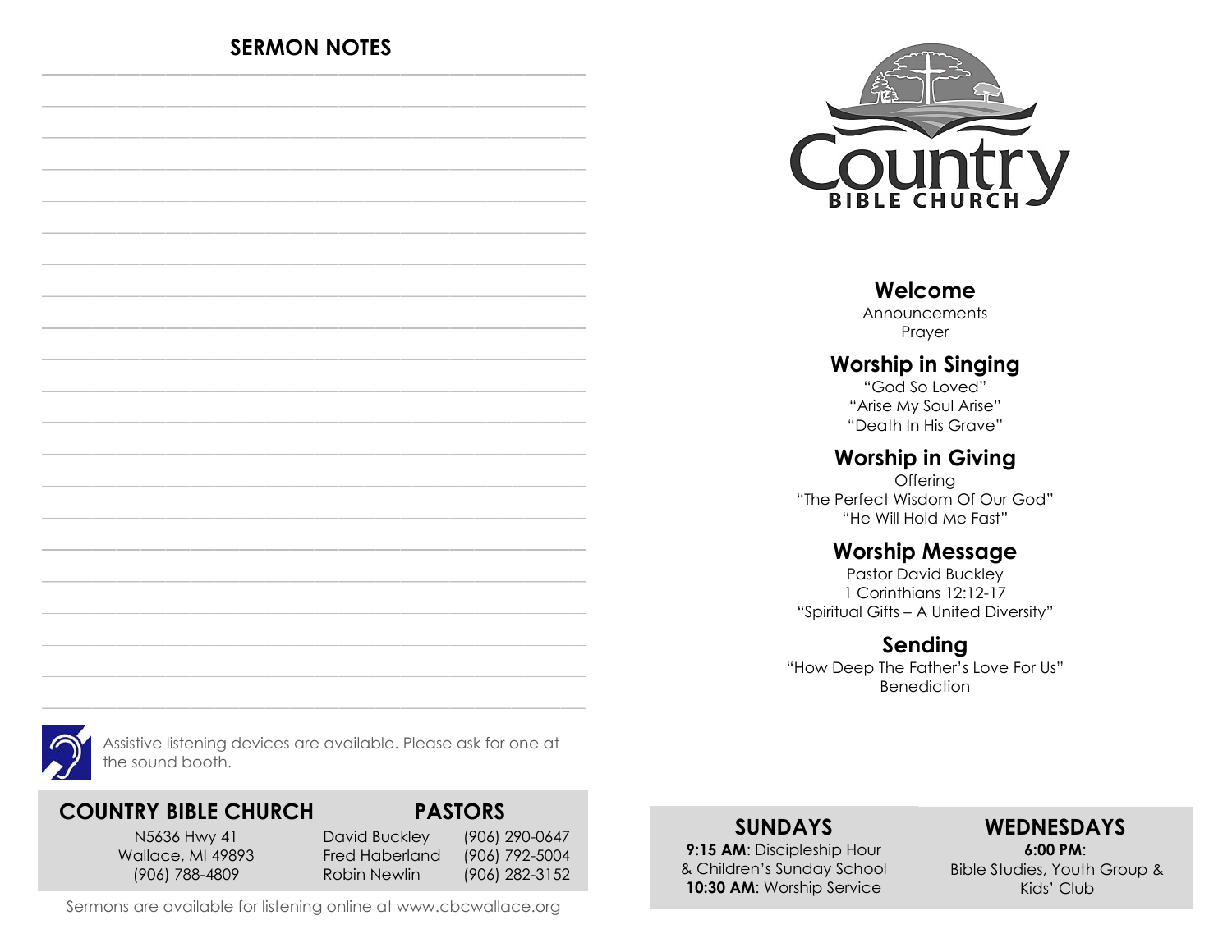## SERMON NOTES

Assistive listening devices are available. Please ask for one at the sound booth.

### COUNTRY BIBLE CHURCH

N5636 Hwy 41
Wallace, MI 49893
(906) 788-4809

### PASTORS

| | |
|---|---|
| David Buckley | (906) 290-0647 |
| Fred Haberland | (906) 792-5004 |
| Robin Newlin | (906) 282-3152 |

Sermons are available for listening online at www.cbcwallace.org

# Country BIBLE CHURCH

## Welcome

Announcements
Prayer

## Worship in Singing

"God So Loved"
"Arise My Soul Arise"
"Death In His Grave"

## Worship in Giving

Offering
"The Perfect Wisdom Of Our God"
"He Will Hold Me Fast"

## Worship Message

Pastor David Buckley
1 Corinthians 12:12-17
"Spiritual Gifts – A United Diversity"

## Sending

"How Deep The Father's Love For Us"
Benediction

### SUNDAYS

**9:15 AM**: Discipleship Hour & Children's Sunday School
**10:30 AM**: Worship Service

### WEDNESDAYS

**6:00 PM**:
Bible Studies, Youth Group & Kids' Club